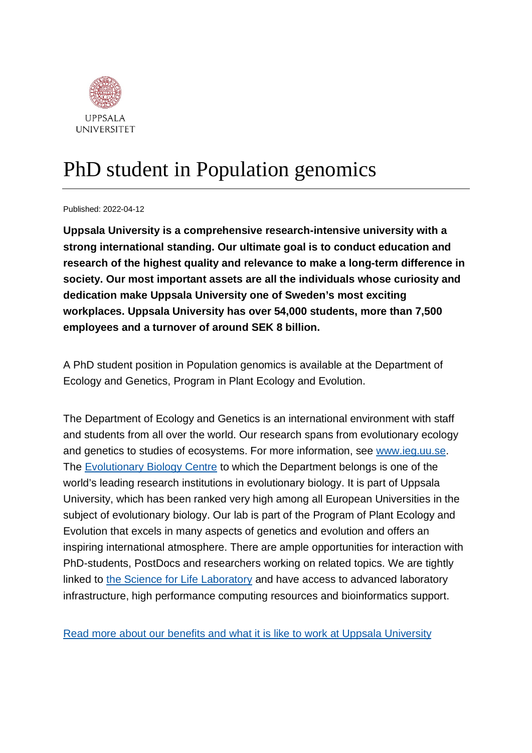UPPSALA
UNIVERSITET

# PhD student in Population genomics

Published: 2022-04-12

**Uppsala University is a comprehensive research-intensive university with a strong international standing. Our ultimate goal is to conduct education and research of the highest quality and relevance to make a long-term difference in society. Our most important assets are all the individuals whose curiosity and dedication make Uppsala University one of Sweden's most exciting workplaces. Uppsala University has over 54,000 students, more than 7,500 employees and a turnover of around SEK 8 billion.**

A PhD student position in Population genomics is available at the Department of Ecology and Genetics, Program in Plant Ecology and Evolution.

The Department of Ecology and Genetics is an international environment with staff and students from all over the world. Our research spans from evolutionary ecology and genetics to studies of ecosystems. For more information, see [www.ieg.uu.se](www.ieg.uu.se). The [Evolutionary Biology Centre]() to which the Department belongs is one of the world's leading research institutions in evolutionary biology. It is part of Uppsala University, which has been ranked very high among all European Universities in the subject of evolutionary biology. Our lab is part of the Program of Plant Ecology and Evolution that excels in many aspects of genetics and evolution and offers an inspiring international atmosphere. There are ample opportunities for interaction with PhD-students, PostDocs and researchers working on related topics. We are tightly linked to [the Science for Life Laboratory]() and have access to advanced laboratory infrastructure, high performance computing resources and bioinformatics support.

[Read more about our benefits and what it is like to work at Uppsala University]()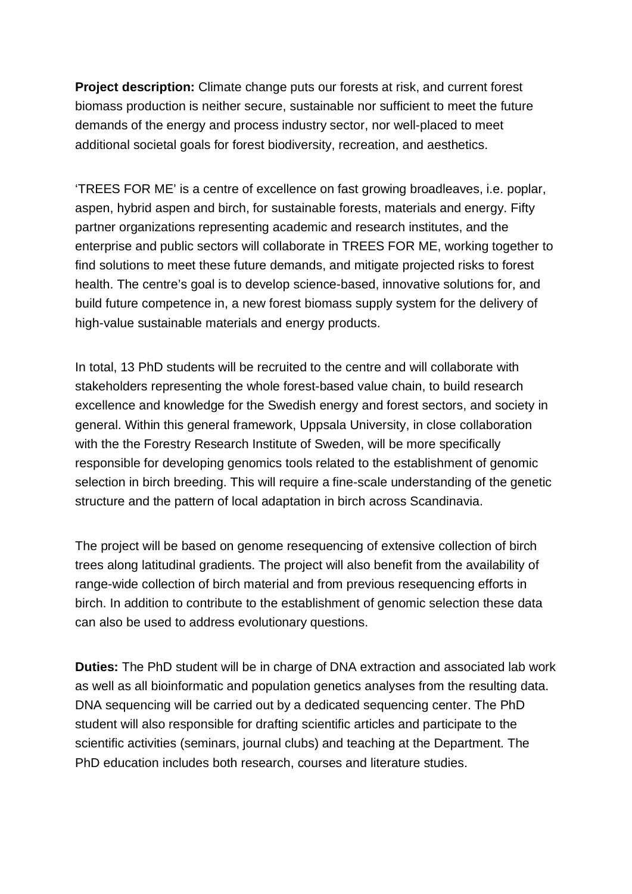**Project description:** Climate change puts our forests at risk, and current forest biomass production is neither secure, sustainable nor sufficient to meet the future demands of the energy and process industry sector, nor well-placed to meet additional societal goals for forest biodiversity, recreation, and aesthetics.

'TREES FOR ME' is a centre of excellence on fast growing broadleaves, i.e. poplar, aspen, hybrid aspen and birch, for sustainable forests, materials and energy. Fifty partner organizations representing academic and research institutes, and the enterprise and public sectors will collaborate in TREES FOR ME, working together to find solutions to meet these future demands, and mitigate projected risks to forest health. The centre's goal is to develop science-based, innovative solutions for, and build future competence in, a new forest biomass supply system for the delivery of high-value sustainable materials and energy products.

In total, 13 PhD students will be recruited to the centre and will collaborate with stakeholders representing the whole forest-based value chain, to build research excellence and knowledge for the Swedish energy and forest sectors, and society in general. Within this general framework, Uppsala University, in close collaboration with the the Forestry Research Institute of Sweden, will be more specifically responsible for developing genomics tools related to the establishment of genomic selection in birch breeding. This will require a fine-scale understanding of the genetic structure and the pattern of local adaptation in birch across Scandinavia.

The project will be based on genome resequencing of extensive collection of birch trees along latitudinal gradients. The project will also benefit from the availability of range-wide collection of birch material and from previous resequencing efforts in birch. In addition to contribute to the establishment of genomic selection these data can also be used to address evolutionary questions.

**Duties:** The PhD student will be in charge of DNA extraction and associated lab work as well as all bioinformatic and population genetics analyses from the resulting data. DNA sequencing will be carried out by a dedicated sequencing center. The PhD student will also responsible for drafting scientific articles and participate to the scientific activities (seminars, journal clubs) and teaching at the Department. The PhD education includes both research, courses and literature studies.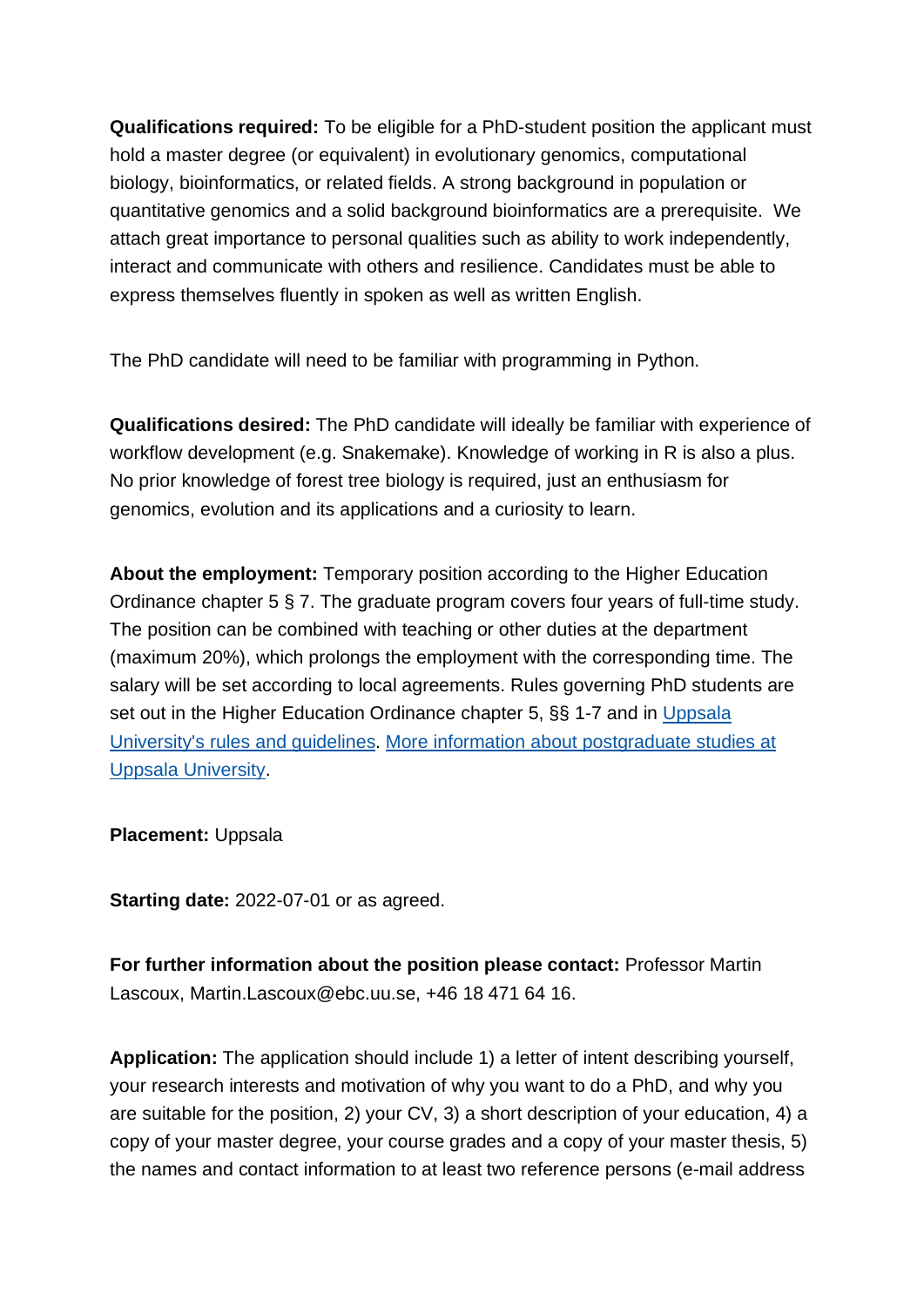**Qualifications required:** To be eligible for a PhD-student position the applicant must hold a master degree (or equivalent) in evolutionary genomics, computational biology, bioinformatics, or related fields. A strong background in population or quantitative genomics and a solid background bioinformatics are a prerequisite. We attach great importance to personal qualities such as ability to work independently, interact and communicate with others and resilience. Candidates must be able to express themselves fluently in spoken as well as written English.

The PhD candidate will need to be familiar with programming in Python.

**Qualifications desired:** The PhD candidate will ideally be familiar with experience of workflow development (e.g. Snakemake). Knowledge of working in R is also a plus. No prior knowledge of forest tree biology is required, just an enthusiasm for genomics, evolution and its applications and a curiosity to learn.

**About the employment:** Temporary position according to the Higher Education Ordinance chapter 5 § 7. The graduate program covers four years of full-time study. The position can be combined with teaching or other duties at the department (maximum 20%), which prolongs the employment with the corresponding time. The salary will be set according to local agreements. Rules governing PhD students are set out in the Higher Education Ordinance chapter 5, §§ 1-7 and in Uppsala University's rules and guidelines. More information about postgraduate studies at Uppsala University.

**Placement:** Uppsala

**Starting date:** 2022-07-01 or as agreed.

**For further information about the position please contact:** Professor Martin Lascoux, Martin.Lascoux@ebc.uu.se, +46 18 471 64 16.

**Application:** The application should include 1) a letter of intent describing yourself, your research interests and motivation of why you want to do a PhD, and why you are suitable for the position, 2) your CV, 3) a short description of your education, 4) a copy of your master degree, your course grades and a copy of your master thesis, 5) the names and contact information to at least two reference persons (e-mail address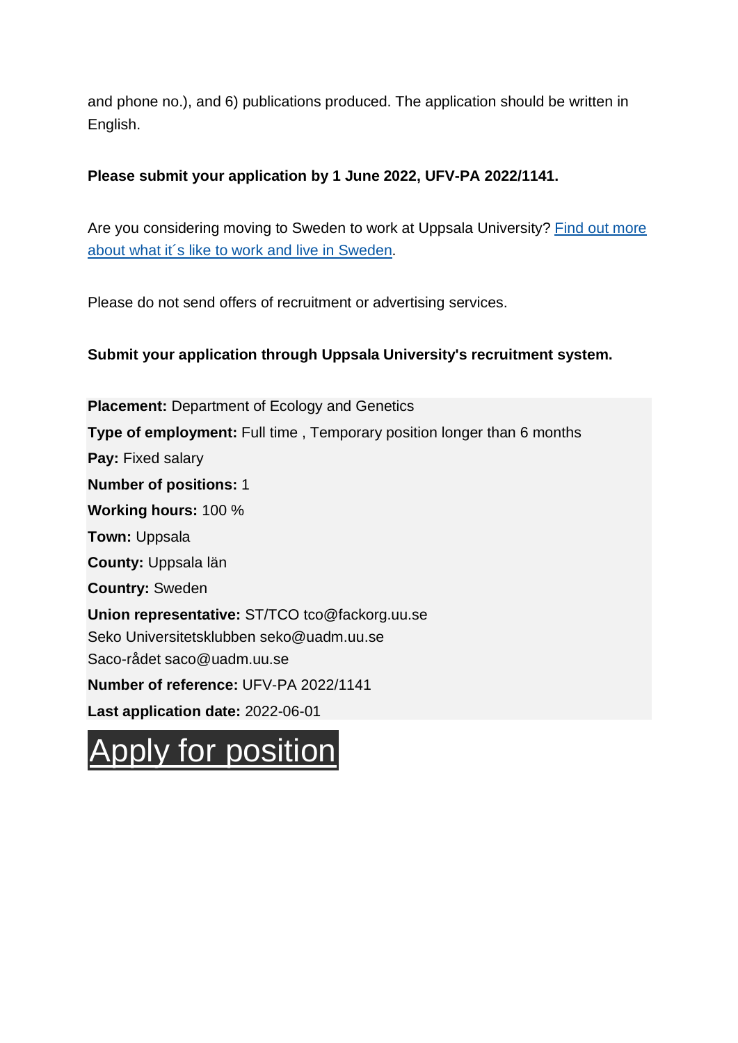and phone no.), and 6) publications produced. The application should be written in English.

**Please submit your application by 1 June 2022, UFV-PA 2022/1141.**

Are you considering moving to Sweden to work at Uppsala University? Find out more about what it´s like to work and live in Sweden.

Please do not send offers of recruitment or advertising services.

**Submit your application through Uppsala University's recruitment system.**

**Placement:** Department of Ecology and Genetics
**Type of employment:** Full time , Temporary position longer than 6 months
**Pay:** Fixed salary
**Number of positions:** 1
**Working hours:** 100 %
**Town:** Uppsala
**County:** Uppsala län
**Country:** Sweden
**Union representative:** ST/TCO tco@fackorg.uu.se
Seko Universitetsklubben seko@uadm.uu.se
Saco-rådet saco@uadm.uu.se
**Number of reference:** UFV-PA 2022/1141
**Last application date:** 2022-06-01

Apply for position